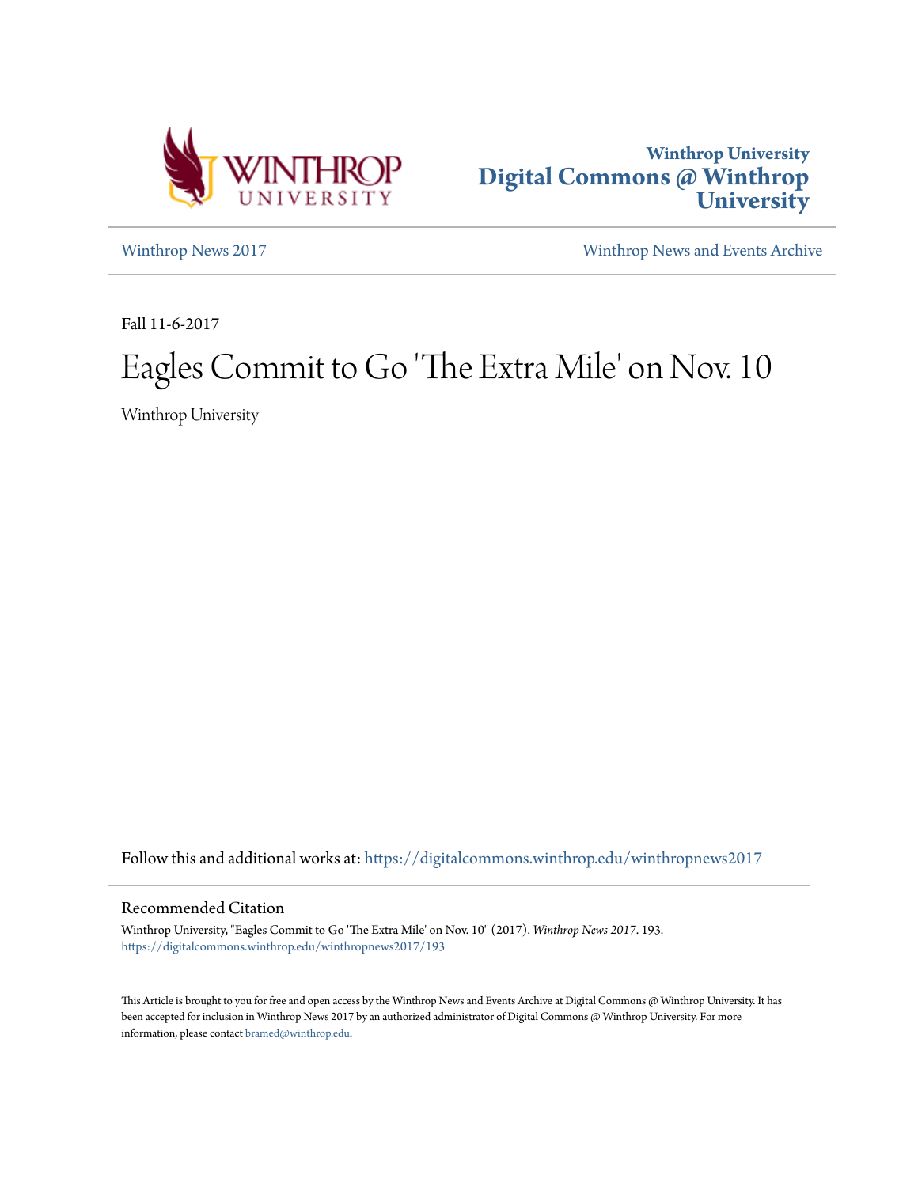Winthrop University
Digital Commons @ Winthrop University

Winthrop News 2017 | Winthrop News and Events Archive

Fall 11-6-2017

# Eagles Commit to Go 'The Extra Mile' on Nov. 10

Winthrop University

Follow this and additional works at: https://digitalcommons.winthrop.edu/winthropnews2017

## Recommended Citation

Winthrop University, "Eagles Commit to Go 'The Extra Mile' on Nov. 10" (2017). *Winthrop News 2017*. 193.
https://digitalcommons.winthrop.edu/winthropnews2017/193

This Article is brought to you for free and open access by the Winthrop News and Events Archive at Digital Commons @ Winthrop University. It has been accepted for inclusion in Winthrop News 2017 by an authorized administrator of Digital Commons @ Winthrop University. For more information, please contact bramed@winthrop.edu.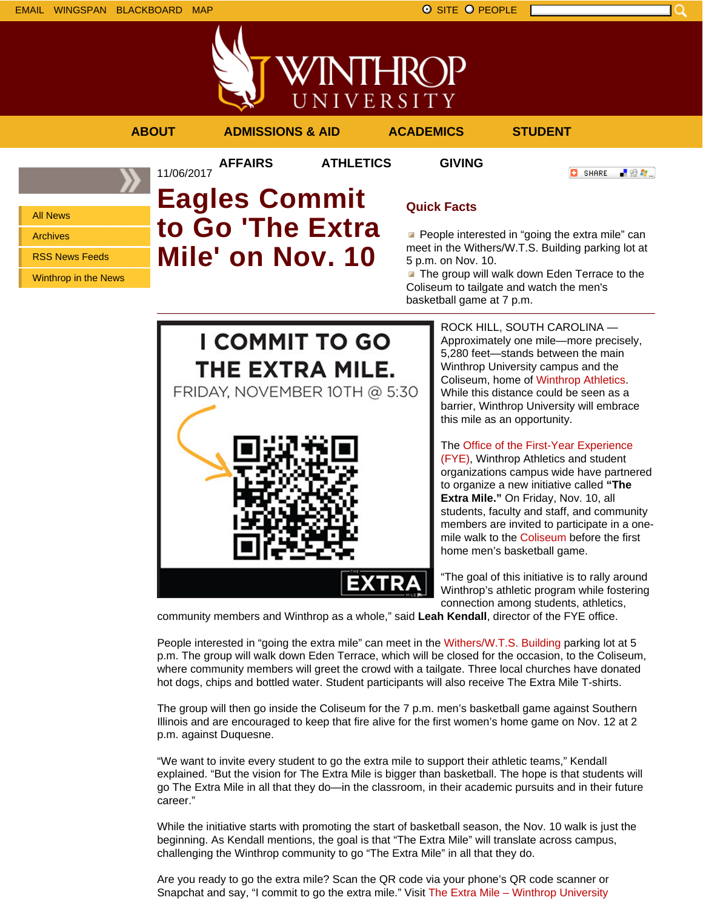EMAIL WINGSPAN BLACKBOARD MAP

SITE PEOPLE

WINTHROP UNIVERSITY

ABOUT ADMISSIONS & AID ACADEMICS STUDENT AFFAIRS ATHLETICS GIVING

- All News
- Archives
- RSS News Feeds
- Winthrop in the News

11/06/2017

# Eagles Commit to Go 'The Extra Mile' on Nov. 10

## Quick Facts

- People interested in "going the extra mile" can meet in the Withers/W.T.S. Building parking lot at 5 p.m. on Nov. 10.
- The group will walk down Eden Terrace to the Coliseum to tailgate and watch the men's basketball game at 7 p.m.

I COMMIT TO GO THE EXTRA MILE.
FRIDAY, NOVEMBER 10TH @ 5:30

THE EXTRA MILE

ROCK HILL, SOUTH CAROLINA — Approximately one mile—more precisely, 5,280 feet—stands between the main Winthrop University campus and the Coliseum, home of Winthrop Athletics. While this distance could be seen as a barrier, Winthrop University will embrace this mile as an opportunity.

The Office of the First-Year Experience (FYE), Winthrop Athletics and student organizations campus wide have partnered to organize a new initiative called **"The Extra Mile."** On Friday, Nov. 10, all students, faculty and staff, and community members are invited to participate in a one-mile walk to the Coliseum before the first home men's basketball game.

"The goal of this initiative is to rally around Winthrop's athletic program while fostering connection among students, athletics, community members and Winthrop as a whole," said **Leah Kendall**, director of the FYE office.

People interested in "going the extra mile" can meet in the Withers/W.T.S. Building parking lot at 5 p.m. The group will walk down Eden Terrace, which will be closed for the occasion, to the Coliseum, where community members will greet the crowd with a tailgate. Three local churches have donated hot dogs, chips and bottled water. Student participants will also receive The Extra Mile T-shirts.

The group will then go inside the Coliseum for the 7 p.m. men's basketball game against Southern Illinois and are encouraged to keep that fire alive for the first women's home game on Nov. 12 at 2 p.m. against Duquesne.

"We want to invite every student to go the extra mile to support their athletic teams," Kendall explained. "But the vision for The Extra Mile is bigger than basketball. The hope is that students will go The Extra Mile in all that they do—in the classroom, in their academic pursuits and in their future career."

While the initiative starts with promoting the start of basketball season, the Nov. 10 walk is just the beginning. As Kendall mentions, the goal is that "The Extra Mile" will translate across campus, challenging the Winthrop community to go "The Extra Mile" in all that they do.

Are you ready to go the extra mile? Scan the QR code via your phone's QR code scanner or Snapchat and say, "I commit to go the extra mile." Visit The Extra Mile – Winthrop University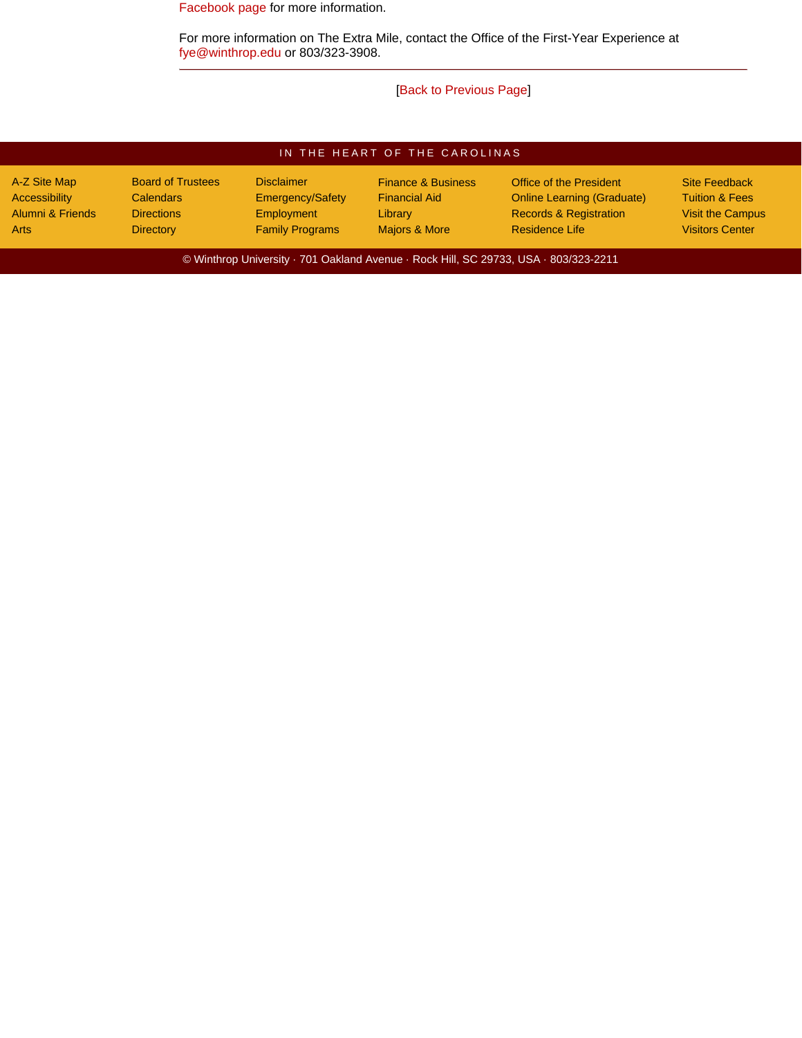Facebook page for more information.

For more information on The Extra Mile, contact the Office of the First-Year Experience at fye@winthrop.edu or 803/323-3908.

---

[Back to Previous Page]

IN THE HEART OF THE CAROLINAS

| | | | | | |
|---|---|---|---|---|---|
| A-Z Site Map | Board of Trustees | Disclaimer | Finance & Business | Office of the President | Site Feedback |
| Accessibility | Calendars | Emergency/Safety | Financial Aid | Online Learning (Graduate) | Tuition & Fees |
| Alumni & Friends | Directions | Employment | Library | Records & Registration | Visit the Campus |
| Arts | Directory | Family Programs | Majors & More | Residence Life | Visitors Center |

© Winthrop University · 701 Oakland Avenue · Rock Hill, SC 29733, USA · 803/323-2211